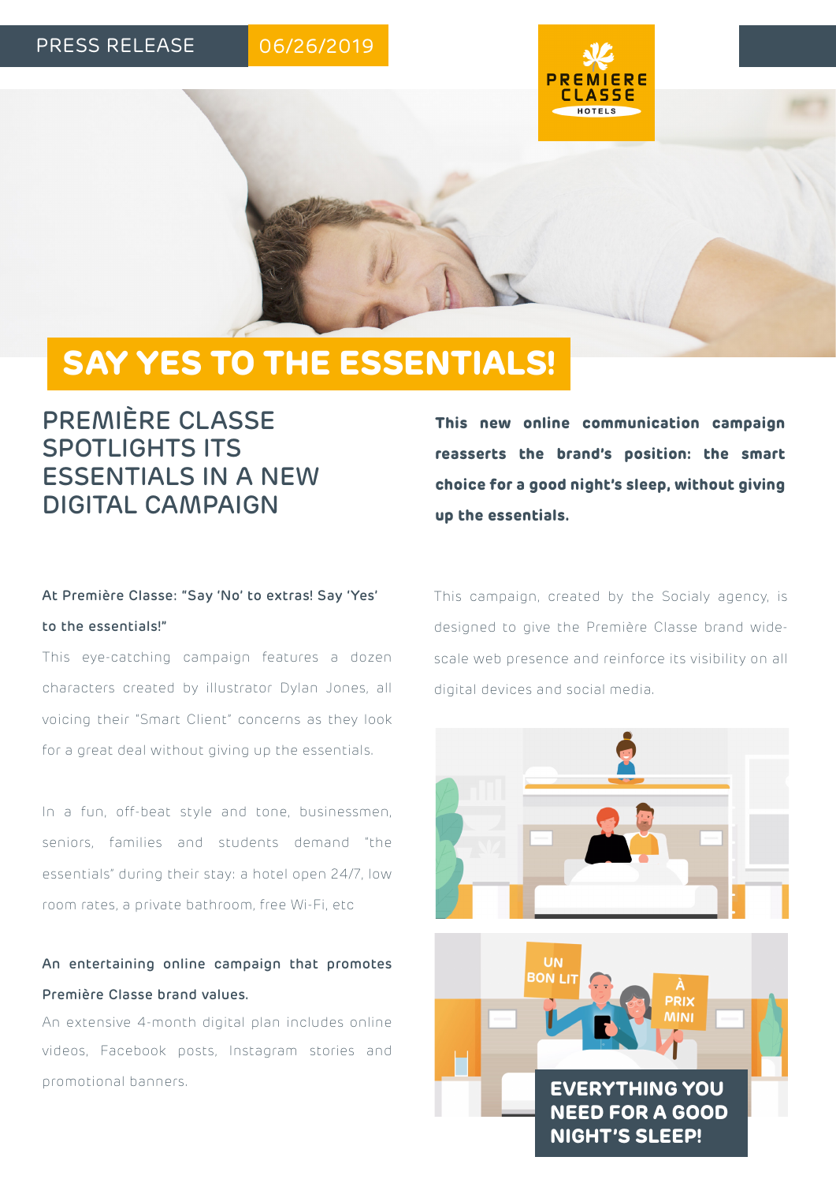PRESS RELEASE 06/26/2019

# SAY YES TO THE ESSENTIALS!

## PREMIÈRE CLASSE SPOTLIGHTS ITS ESSENTIALS IN A NEW DIGITAL CAMPAIGN

**This new online communication campaign reasserts the brand's position: the smart choice for a good night's sleep, without giving up the essentials.**

**At Première Classe: "Say 'No' to extras! Say 'Yes' to the essentials!"**

This eye-catching campaign features a dozen characters created by illustrator Dylan Jones, all voicing their "Smart Client" concerns as they look for a great deal without giving up the essentials.

In a fun, off-beat style and tone, businessmen, seniors, families and students demand "the essentials" during their stay: a hotel open 24/7, low room rates, a private bathroom, free Wi-Fi, etc

**An entertaining online campaign that promotes Première Classe brand values.**

An extensive 4-month digital plan includes online videos, Facebook posts, Instagram stories and promotional banners.

This campaign, created by the Socialy agency, is designed to give the Première Classe brand wide-scale web presence and reinforce its visibility on all digital devices and social media.

UN BON LIT À PRIX MINI

**EVERYTHING YOU NEED FOR A GOOD NIGHT'S SLEEP!**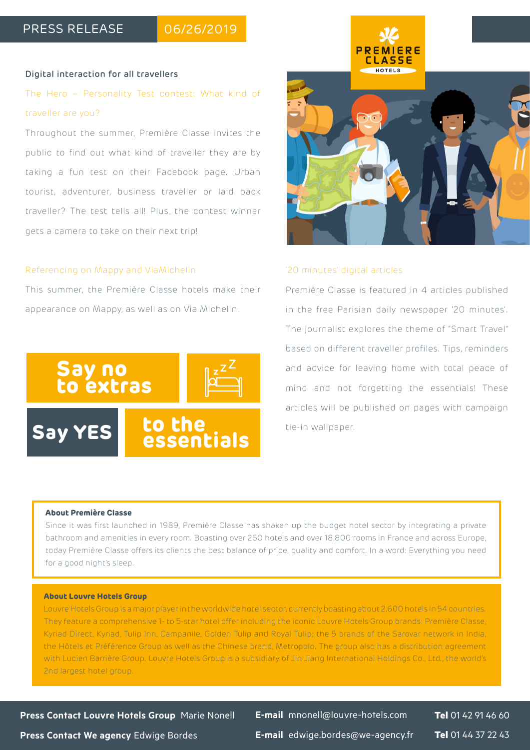PRESS RELEASE 06/26/2019

## Digital interaction for all travellers

### The Hero – Personality Test contest: What kind of traveller are you?

Throughout the summer, Première Classe invites the public to find out what kind of traveller they are by taking a fun test on their Facebook page. Urban tourist, adventurer, business traveller or laid back traveller? The test tells all! Plus, the contest winner gets a camera to take on their next trip!

### Referencing on Mappy and ViaMichelin

This summer, the Première Classe hotels make their appearance on Mappy, as well as on Via Michelin.

Say no to extras

Say YES to the essentials

### '20 minutes' digital articles

Première Classe is featured in 4 articles published in the free Parisian daily newspaper '20 minutes'. The journalist explores the theme of "Smart Travel" based on different traveller profiles. Tips, reminders and advice for leaving home with total peace of mind and not forgetting the essentials! These articles will be published on pages with campaign tie-in wallpaper.

**About Première Classe**

Since it was first launched in 1989, Première Classe has shaken up the budget hotel sector by integrating a private bathroom and amenities in every room. Boasting over 260 hotels and over 18,800 rooms in France and across Europe, today Première Classe offers its clients the best balance of price, quality and comfort. In a word: Everything you need for a good night's sleep.

**About Louvre Hotels Group**

Louvre Hotels Group is a major player in the worldwide hotel sector, currently boasting about 2,600 hotels in 54 countries. They feature a comprehensive 1- to 5-star hotel offer including the iconic Louvre Hotels Group brands: Première Classe, Kyriad Direct, Kyriad, Tulip Inn, Campanile, Golden Tulip and Royal Tulip; the 5 brands of the Sarovar network in India, the Hôtels et Préférence Group as well as the Chinese brand, Metropolo. The group also has a distribution agreement with Lucien Barrière Group. Louvre Hotels Group is a subsidiary of Jin Jiang International Holdings Co., Ltd., the world's 2nd largest hotel group.

**Press Contact Louvre Hotels Group** Marie Nonell **E-mail** mnonell@louvre-hotels.com **Tel** 01 42 91 46 60

**Press Contact We agency** Edwige Bordes **E-mail** edwige.bordes@we-agency.fr **Tel** 01 44 37 22 43